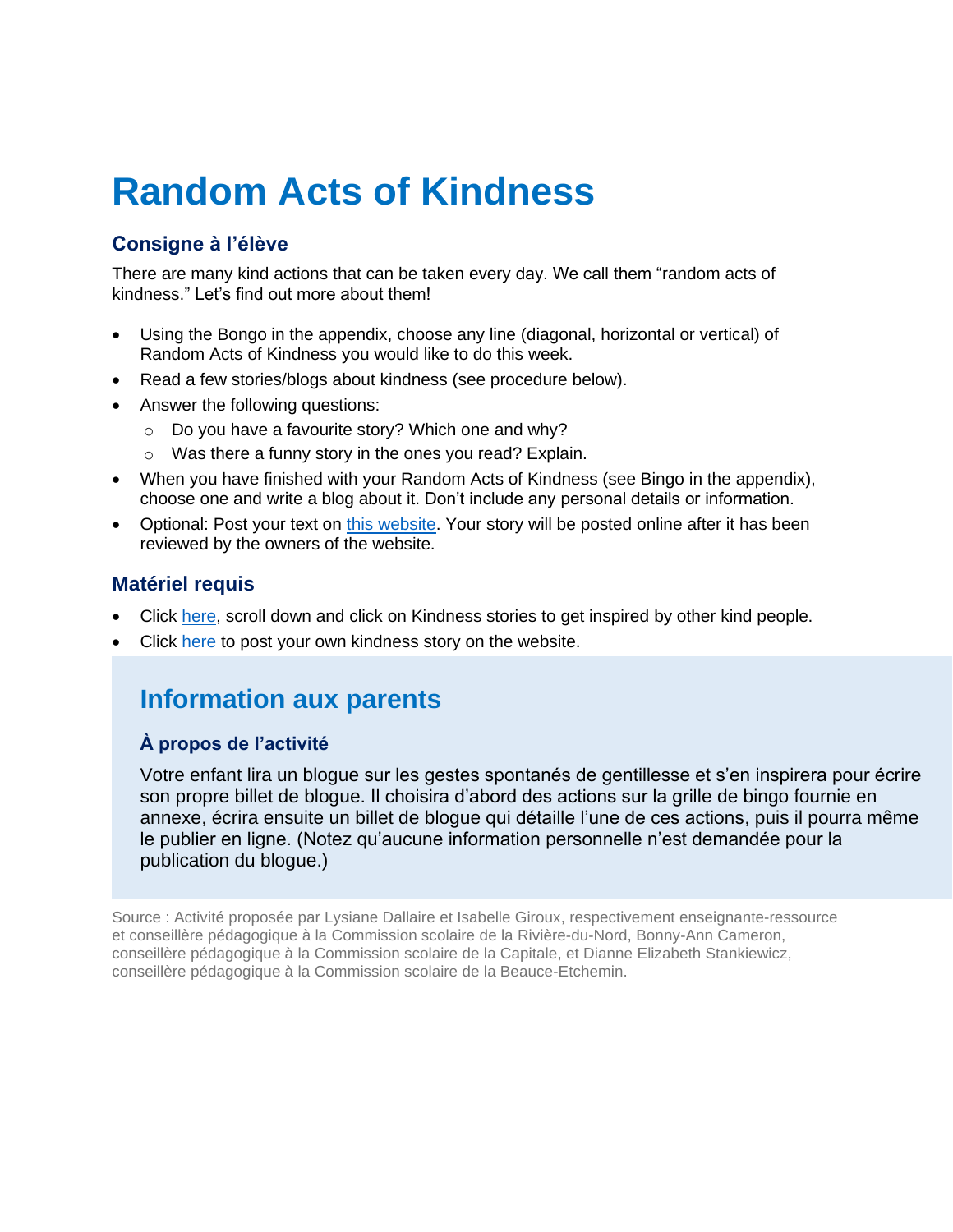# Random Acts of Kindness

## Consigne à l'élève

There are many kind actions that can be taken every day. We call them "random acts of kindness." Let's find out more about them!

- Using the Bongo in the appendix, choose any line (diagonal, horizontal or vertical) of Random Acts of Kindness you would like to do this week.
- Read a few stories/blogs about kindness (see procedure below).
- Answer the following questions:
  - Do you have a favourite story? Which one and why?
  - Was there a funny story in the ones you read? Explain.
- When you have finished with your Random Acts of Kindness (see Bingo in the appendix), choose one and write a blog about it. Don't include any personal details or information.
- Optional: Post your text on this website. Your story will be posted online after it has been reviewed by the owners of the website.

## Matériel requis

- Click here, scroll down and click on Kindness stories to get inspired by other kind people.
- Click here to post your own kindness story on the website.

## Information aux parents

### À propos de l'activité

Votre enfant lira un blogue sur les gestes spontanés de gentillesse et s'en inspirera pour écrire son propre billet de blogue. Il choisira d'abord des actions sur la grille de bingo fournie en annexe, écrira ensuite un billet de blogue qui détaille l'une de ces actions, puis il pourra même le publier en ligne. (Notez qu'aucune information personnelle n'est demandée pour la publication du blogue.)

Source : Activité proposée par Lysiane Dallaire et Isabelle Giroux, respectivement enseignante-ressource et conseillère pédagogique à la Commission scolaire de la Rivière-du-Nord, Bonny-Ann Cameron, conseillère pédagogique à la Commission scolaire de la Capitale, et Dianne Elizabeth Stankiewicz, conseillère pédagogique à la Commission scolaire de la Beauce-Etchemin.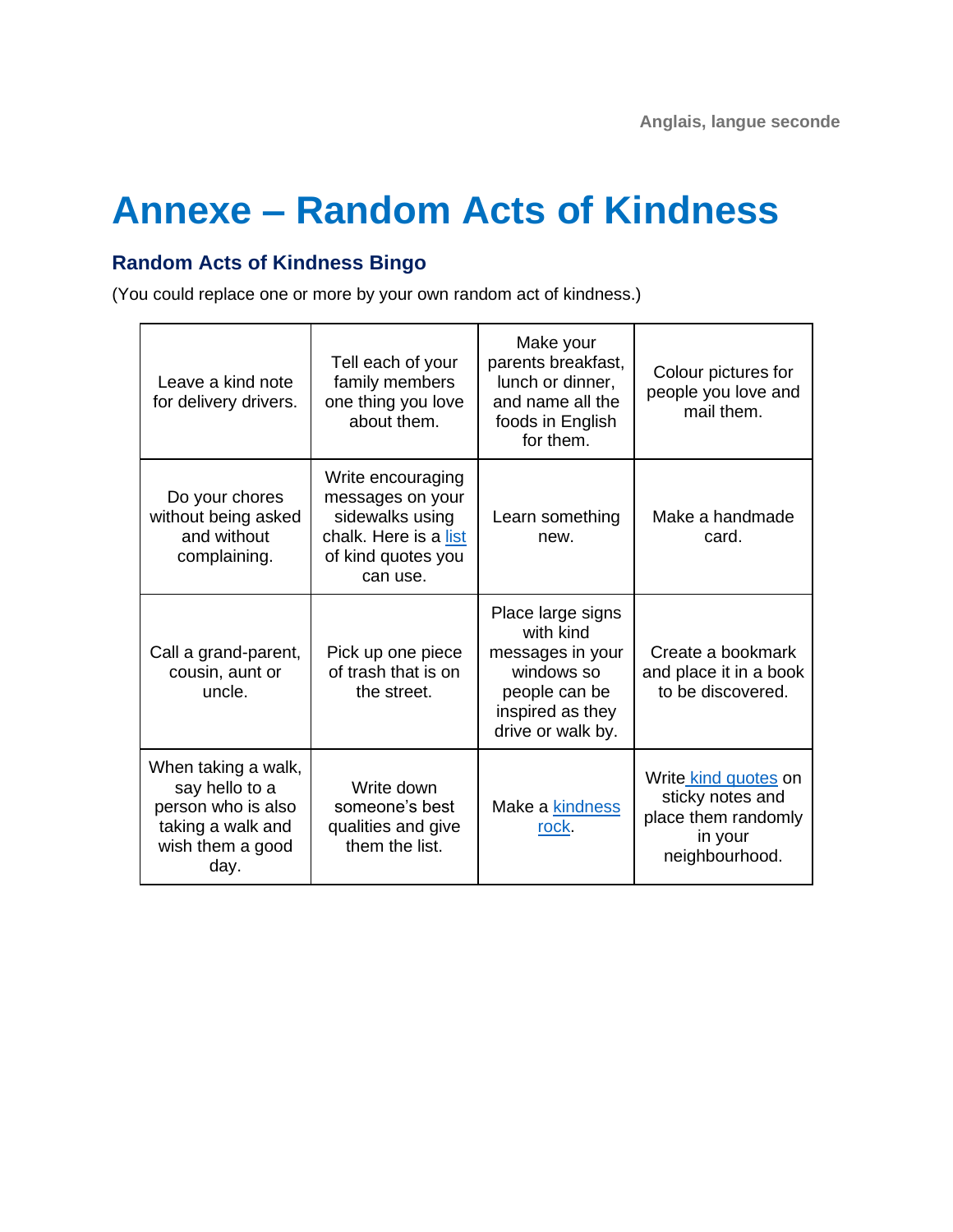# Annexe – Random Acts of Kindness

## Random Acts of Kindness Bingo

(You could replace one or more by your own random act of kindness.)

| | | | |
|---|---|---|---|
| Leave a kind note for delivery drivers. | Tell each of your family members one thing you love about them. | Make your parents breakfast, lunch or dinner, and name all the foods in English for them. | Colour pictures for people you love and mail them. |
| Do your chores without being asked and without complaining. | Write encouraging messages on your sidewalks using chalk. Here is a list of kind quotes you can use. | Learn something new. | Make a handmade card. |
| Call a grand-parent, cousin, aunt or uncle. | Pick up one piece of trash that is on the street. | Place large signs with kind messages in your windows so people can be inspired as they drive or walk by. | Create a bookmark and place it in a book to be discovered. |
| When taking a walk, say hello to a person who is also taking a walk and wish them a good day. | Write down someone's best qualities and give them the list. | Make a kindness rock. | Write kind quotes on sticky notes and place them randomly in your neighbourhood. |